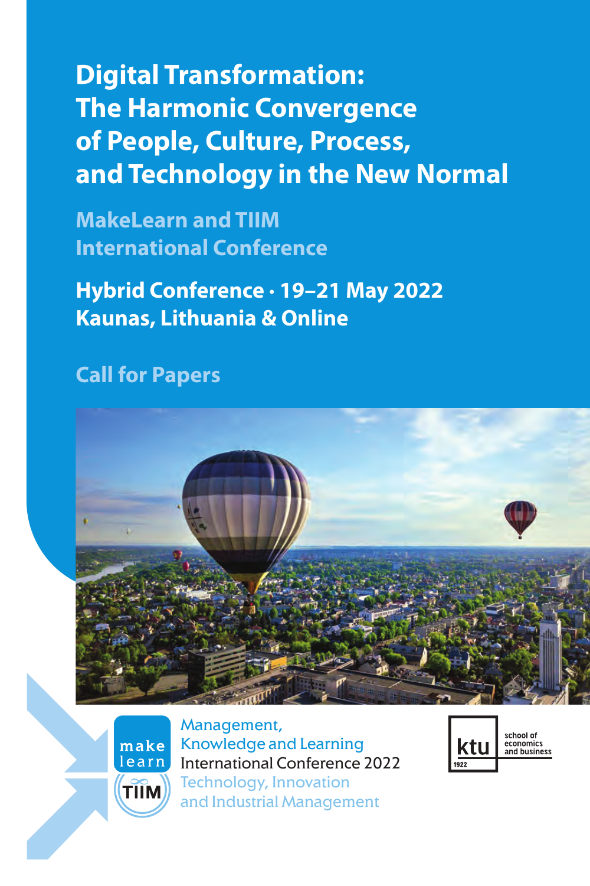# Digital Transformation: The Harmonic Convergence of People, Culture, Process, and Technology in the New Normal

## MakeLearn and TIIM International Conference

**Hybrid Conference · 19–21 May 2022**
**Kaunas, Lithuania & Online**

## Call for Papers

make learn

TIIM

Management, Knowledge and Learning
International Conference 2022
Technology, Innovation and Industrial Management

ktu 1922 school of economics and business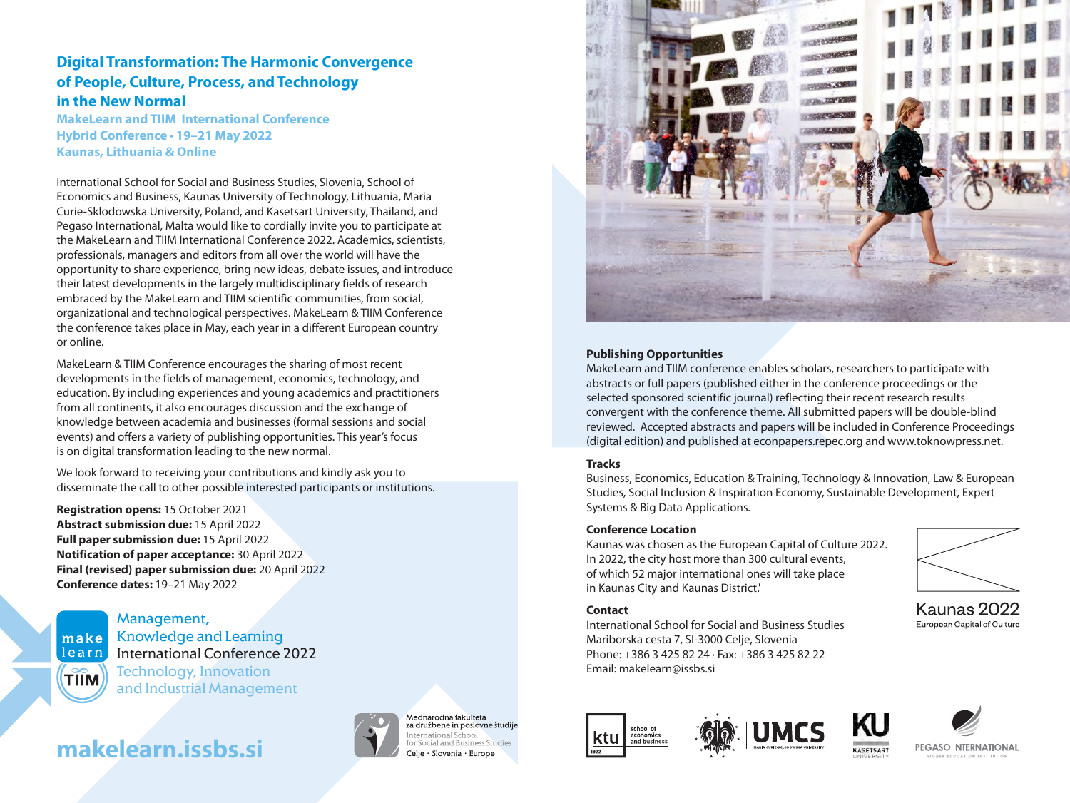# Digital Transformation: The Harmonic Convergence of People, Culture, Process, and Technology in the New Normal

**MakeLearn and TIIM International Conference**
**Hybrid Conference · 19–21 May 2022**
**Kaunas, Lithuania & Online**

International School for Social and Business Studies, Slovenia, School of Economics and Business, Kaunas University of Technology, Lithuania, Maria Curie-Sklodowska University, Poland, and Kasetsart University, Thailand, and Pegaso International, Malta would like to cordially invite you to participate at the MakeLearn and TIIM International Conference 2022. Academics, scientists, professionals, managers and editors from all over the world will have the opportunity to share experience, bring new ideas, debate issues, and introduce their latest developments in the largely multidisciplinary fields of research embraced by the MakeLearn and TIIM scientific communities, from social, organizational and technological perspectives. MakeLearn & TIIM Conference the conference takes place in May, each year in a different European country or online.

MakeLearn & TIIM Conference encourages the sharing of most recent developments in the fields of management, economics, technology, and education. By including experiences and young academics and practitioners from all continents, it also encourages discussion and the exchange of knowledge between academia and businesses (formal sessions and social events) and offers a variety of publishing opportunities. This year's focus is on digital transformation leading to the new normal.

We look forward to receiving your contributions and kindly ask you to disseminate the call to other possible interested participants or institutions.

**Registration opens:** 15 October 2021
**Abstract submission due:** 15 April 2022
**Full paper submission due:** 15 April 2022
**Notification of paper acceptance:** 30 April 2022
**Final (revised) paper submission due:** 20 April 2022
**Conference dates:** 19–21 May 2022

make learn
TIIM

Management, Knowledge and Learning International Conference 2022
Technology, Innovation and Industrial Management

**makelearn.issbs.si**

Mednarodna fakulteta za družbene in poslovne študije
International School for Social and Business Studies
Celje · Slovenia · Europe

### Publishing Opportunities

MakeLearn and TIIM conference enables scholars, researchers to participate with abstracts or full papers (published either in the conference proceedings or the selected sponsored scientific journal) reflecting their recent research results convergent with the conference theme. All submitted papers will be double-blind reviewed. Accepted abstracts and papers will be included in Conference Proceedings (digital edition) and published at econpapers.repec.org and www.toknowpress.net.

### Tracks

Business, Economics, Education & Training, Technology & Innovation, Law & European Studies, Social Inclusion & Inspiration Economy, Sustainable Development, Expert Systems & Big Data Applications.

### Conference Location

Kaunas was chosen as the European Capital of Culture 2022. In 2022, the city host more than 300 cultural events, of which 52 major international ones will take place in Kaunas City and Kaunas District.'

Kaunas 2022
European Capital of Culture

### Contact

International School for Social and Business Studies
Mariborska cesta 7, SI-3000 Celje, Slovenia
Phone: +386 3 425 82 24 · Fax: +386 3 425 82 22
Email: makelearn@issbs.si

ktu school of economics and business 1922 · UMCS Maria Curie-Skłodowska University · KU Kasetsart University · Pegaso International Higher Education Institution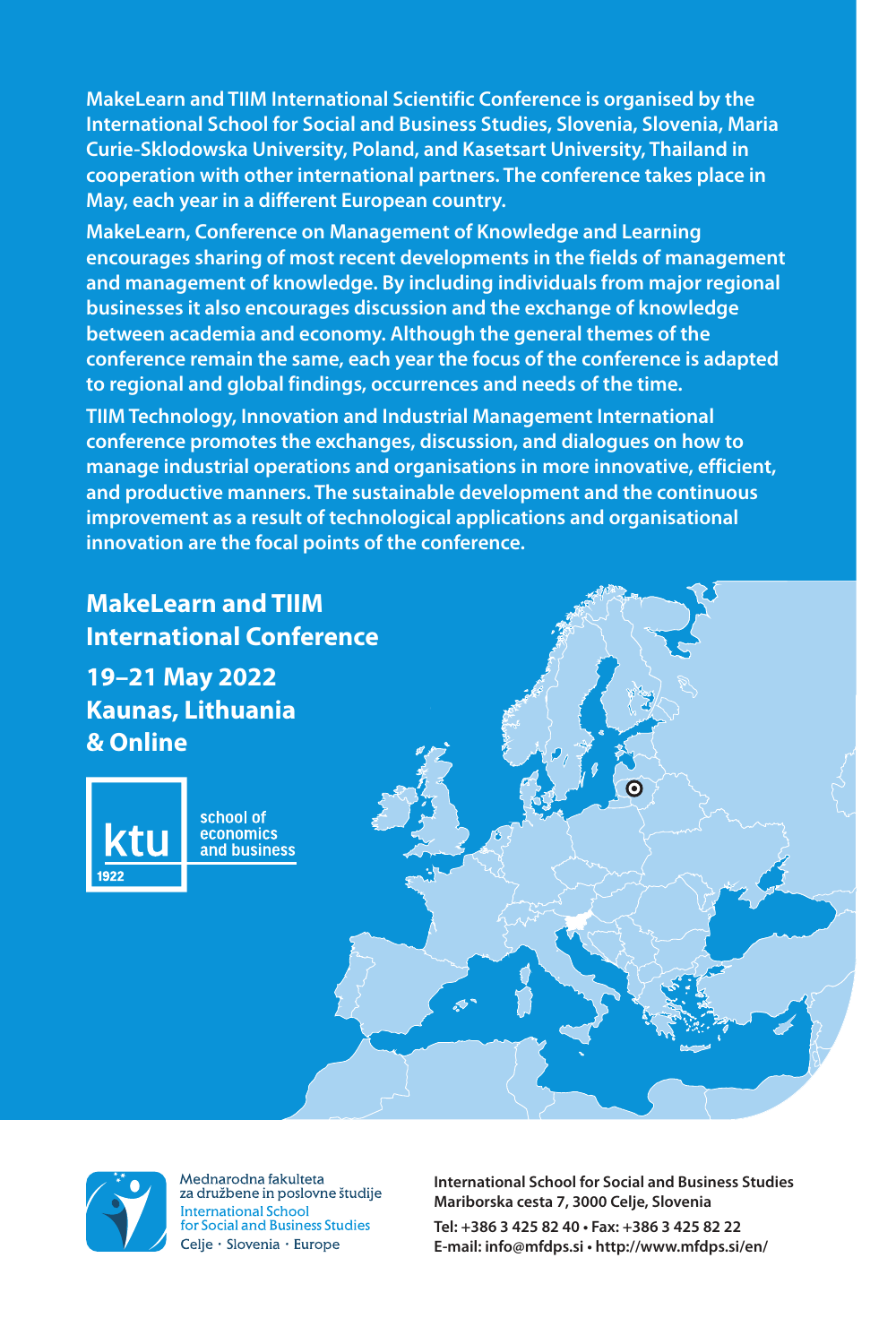**MakeLearn and TIIM International Scientific Conference is organised by the International School for Social and Business Studies, Slovenia, Slovenia, Maria Curie-Sklodowska University, Poland, and Kasetsart University, Thailand in cooperation with other international partners. The conference takes place in May, each year in a different European country.**

**MakeLearn, Conference on Management of Knowledge and Learning encourages sharing of most recent developments in the fields of management and management of knowledge. By including individuals from major regional businesses it also encourages discussion and the exchange of knowledge between academia and economy. Although the general themes of the conference remain the same, each year the focus of the conference is adapted to regional and global findings, occurrences and needs of the time.**

**TIIM Technology, Innovation and Industrial Management International conference promotes the exchanges, discussion, and dialogues on how to manage industrial operations and organisations in more innovative, efficient, and productive manners. The sustainable development and the continuous improvement as a result of technological applications and organisational innovation are the focal points of the conference.**

## MakeLearn and TIIM International Conference

## 19–21 May 2022 Kaunas, Lithuania & Online

ktu 1922 school of economics and business

Mednarodna fakulteta za družbene in poslovne študije
International School for Social and Business Studies
Celje · Slovenia · Europe

**International School for Social and Business Studies**
**Mariborska cesta 7, 3000 Celje, Slovenia**
**Tel: +386 3 425 82 40 • Fax: +386 3 425 82 22**
**E-mail: info@mfdps.si • http://www.mfdps.si/en/**